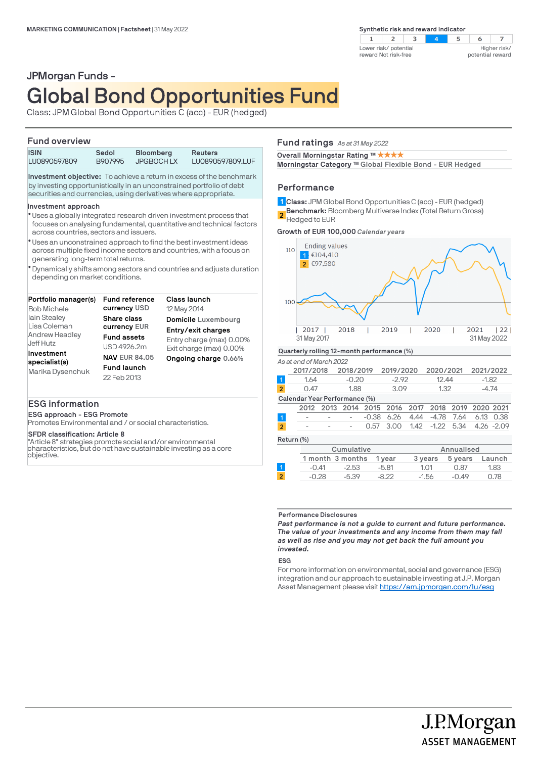MARKETING COMMUNICATION | Factsheet | 31 May 2022

Synthetic risk and reward indicator

| 1 | 2 | 3 | **4** | 5 | 6 | 7 |
|---|---|---|---|---|---|---|

Lower risk/ potential reward Not risk-free — Higher risk/ potential reward

JPMorgan Funds -

# Global Bond Opportunities Fund

Class: JPM Global Bond Opportunities C (acc) - EUR (hedged)

## Fund overview

| ISIN | Sedol | Bloomberg | Reuters |
|---|---|---|---|
| LU0890597809 | B907995 | JPGBOCH LX | LU0890597809.LUF |

**Investment objective:** To achieve a return in excess of the benchmark by investing opportunistically in an unconstrained portfolio of debt securities and currencies, using derivatives where appropriate.

**Investment approach**

- Uses a globally integrated research driven investment process that focuses on analysing fundamental, quantitative and technical factors across countries, sectors and issuers.
- Uses an unconstrained approach to find the best investment ideas across multiple fixed income sectors and countries, with a focus on generating long-term total returns.
- Dynamically shifts among sectors and countries and adjusts duration depending on market conditions.

**Portfolio manager(s)**
Bob Michele
Iain Stealey
Lisa Coleman
Andrew Headley
Jeff Hutz

**Investment specialist(s)**
Marika Dysenchuk

**Fund reference currency** USD

**Share class currency** EUR

**Fund assets**
USD 4926.2m

**NAV** EUR 84.05

**Fund launch**
22 Feb 2013

**Class launch**
12 May 2014

**Domicile** Luxembourg

**Entry/exit charges**
Entry charge (max) 0.00%
Exit charge (max) 0.00%

**Ongoing charge** 0.66%

## ESG information

**ESG approach - ESG Promote**
Promotes Environmental and / or social characteristics.

**SFDR classification: Article 8**
"Article 8" strategies promote social and/or environmental characteristics, but do not have sustainable investing as a core objective.

## Fund ratings *As at 31 May 2022*

**Overall Morningstar Rating ™** ★★★★

**Morningstar Category ™** Global Flexible Bond - EUR Hedged

## Performance

**1** **Class:** JPM Global Bond Opportunities C (acc) - EUR (hedged)

**2** **Benchmark:** Bloomberg Multiverse Index (Total Return Gross) Hedged to EUR

**Growth of EUR 100,000** *Calendar years*

Ending values
1 €104,410
2 €97,580

31 May 2017 — 31 May 2022

**Quarterly rolling 12-month performance (%)**

*As at end of March 2022*

| | 2017/2018 | 2018/2019 | 2019/2020 | 2020/2021 | 2021/2022 |
|---|---|---|---|---|---|
| 1 | 1.64 | -0.20 | -2.92 | 12.44 | -1.82 |
| 2 | 0.47 | 1.88 | 3.09 | 1.32 | -4.74 |

**Calendar Year Performance (%)**

| | 2012 | 2013 | 2014 | 2015 | 2016 | 2017 | 2018 | 2019 | 2020 | 2021 |
|---|---|---|---|---|---|---|---|---|---|---|
| 1 | - | - | - | -0.38 | 6.26 | 4.44 | -4.78 | 7.64 | 6.13 | 0.38 |
| 2 | - | - | - | 0.57 | 3.00 | 1.42 | -1.22 | 5.34 | 4.26 | -2.09 |

**Return (%)**

| | Cumulative | | | Annualised | | |
|---|---|---|---|---|---|---|
| | 1 month | 3 months | 1 year | 3 years | 5 years | Launch |
| 1 | -0.41 | -2.53 | -5.81 | 1.01 | 0.87 | 1.83 |
| 2 | -0.28 | -5.39 | -8.22 | -1.56 | -0.49 | 0.78 |

**Performance Disclosures**

***Past performance is not a guide to current and future performance. The value of your investments and any income from them may fall as well as rise and you may not get back the full amount you invested.***

**ESG**

For more information on environmental, social and governance (ESG) integration and our approach to sustainable investing at J.P. Morgan Asset Management please visit https://am.jpmorgan.com/lu/esg

J.P.Morgan
ASSET MANAGEMENT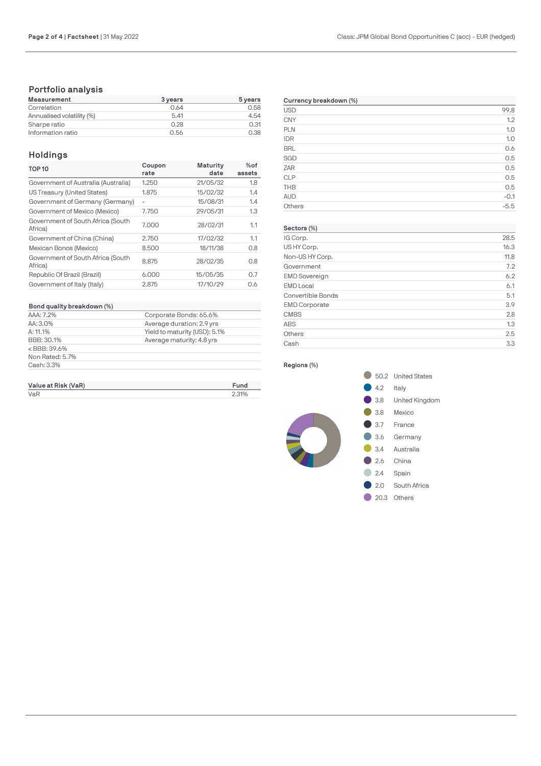## Portfolio analysis

| Measurement | 3 years | 5 years |
|---|---|---|
| Correlation | 0.64 | 0.58 |
| Annualised volatility (%) | 5.41 | 4.54 |
| Sharpe ratio | 0.28 | 0.31 |
| Information ratio | 0.56 | 0.38 |

## Holdings

| TOP 10 | Coupon rate | Maturity date | %of assets |
|---|---|---|---|
| Government of Australia (Australia) | 1.250 | 21/05/32 | 1.8 |
| US Treasury (United States) | 1.875 | 15/02/32 | 1.4 |
| Government of Germany (Germany) | - | 15/08/31 | 1.4 |
| Government of Mexico (Mexico) | 7.750 | 29/05/31 | 1.3 |
| Government of South Africa (South Africa) | 7.000 | 28/02/31 | 1.1 |
| Government of China (China) | 2.750 | 17/02/32 | 1.1 |
| Mexican Bonos (Mexico) | 8.500 | 18/11/38 | 0.8 |
| Government of South Africa (South Africa) | 8.875 | 28/02/35 | 0.8 |
| Republic Of Brazil (Brazil) | 6.000 | 15/05/35 | 0.7 |
| Government of Italy (Italy) | 2.875 | 17/10/29 | 0.6 |

| Bond quality breakdown (%) | |
|---|---|
| AAA: 7.2% | Corporate Bonds: 65.6% |
| AA: 3.0% | Average duration: 2.9 yrs |
| A: 11.1% | Yield to maturity (USD): 5.1% |
| BBB: 30.1% | Average maturity: 4.8 yrs |
| < BBB: 39.6% | |
| Non Rated: 5.7% | |
| Cash: 3.3% | |

| Value at Risk (VaR) | Fund |
|---|---|
| VaR | 2.31% |

| Currency breakdown (%) | |
|---|---|
| USD | 99.8 |
| CNY | 1.2 |
| PLN | 1.0 |
| IDR | 1.0 |
| BRL | 0.6 |
| SGD | 0.5 |
| ZAR | 0.5 |
| CLP | 0.5 |
| THB | 0.5 |
| AUD | -0.1 |
| Others | -5.5 |

| Sectors (%) | |
|---|---|
| IG Corp. | 28.5 |
| US HY Corp. | 16.3 |
| Non-US HY Corp. | 11.8 |
| Government | 7.2 |
| EMD Sovereign | 6.2 |
| EMD Local | 6.1 |
| Convertible Bonds | 5.1 |
| EMD Corporate | 3.9 |
| CMBS | 2.8 |
| ABS | 1.3 |
| Others | 2.5 |
| Cash | 3.3 |

**Regions (%)**

| % | Region |
|---|---|
| 50.2 | United States |
| 4.2 | Italy |
| 3.8 | United Kingdom |
| 3.8 | Mexico |
| 3.7 | France |
| 3.6 | Germany |
| 3.4 | Australia |
| 2.6 | China |
| 2.4 | Spain |
| 2.0 | South Africa |
| 20.3 | Others |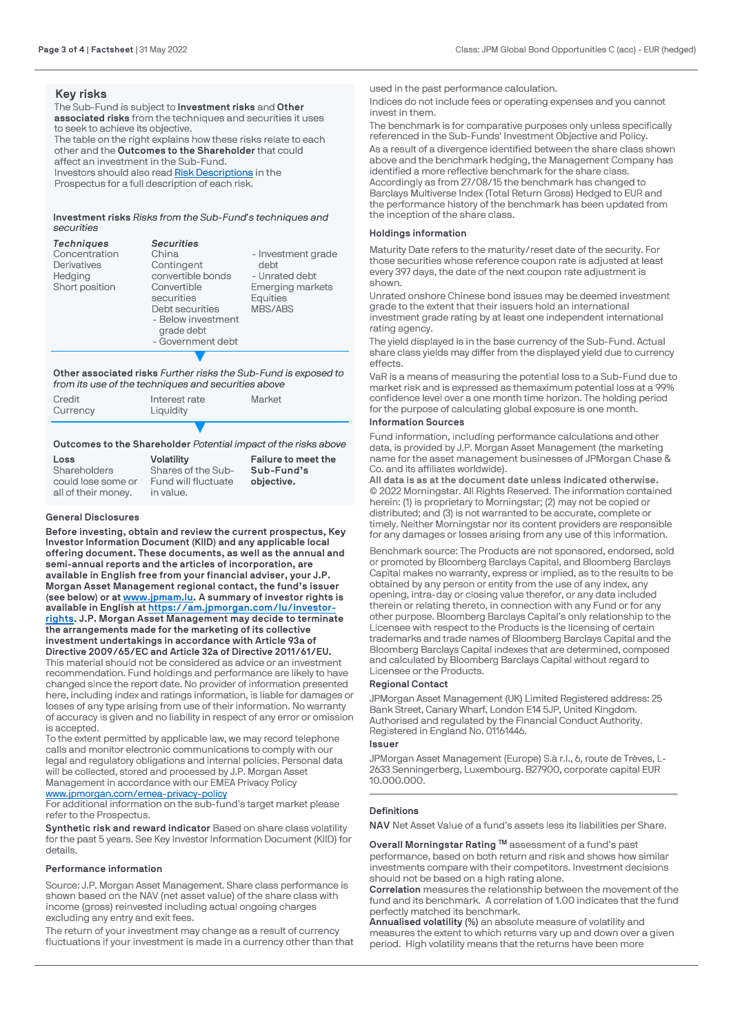## Key risks

The Sub-Fund is subject to **Investment risks** and **Other associated risks** from the techniques and securities it uses to seek to achieve its objective.

The table on the right explains how these risks relate to each other and the **Outcomes to the Shareholder** that could affect an investment in the Sub-Fund.

Investors should also read Risk Descriptions in the Prospectus for a full description of each risk.

**Investment risks** *Risks from the Sub-Fund's techniques and securities*

| *Techniques* | *Securities* | |
|---|---|---|
| Concentration<br>Derivatives<br>Hedging<br>Short position | China<br>Contingent convertible bonds<br>Convertible securities<br>Debt securities<br>- Below investment grade debt<br>- Government debt | - Investment grade debt<br>- Unrated debt<br>Emerging markets<br>Equities<br>MBS/ABS |

**Other associated risks** *Further risks the Sub-Fund is exposed to from its use of the techniques and securities above*

| | | |
|---|---|---|
| Credit<br>Currency | Interest rate<br>Liquidity | Market |

**Outcomes to the Shareholder** *Potential impact of the risks above*

| **Loss** | **Volatility** | **Failure to meet the Sub-Fund's objective.** |
|---|---|---|
| Shareholders could lose some or all of their money. | Shares of the Sub-Fund will fluctuate in value. | |

### General Disclosures

**Before investing, obtain and review the current prospectus, Key Investor Information Document (KIID) and any applicable local offering document. These documents, as well as the annual and semi-annual reports and the articles of incorporation, are available in English free from your financial adviser, your J.P. Morgan Asset Management regional contact, the fund's issuer (see below) or at www.jpmam.lu. A summary of investor rights is available in English at https://am.jpmorgan.com/lu/investor-rights. J.P. Morgan Asset Management may decide to terminate the arrangements made for the marketing of its collective investment undertakings in accordance with Article 93a of Directive 2009/65/EC and Article 32a of Directive 2011/61/EU.**

This material should not be considered as advice or an investment recommendation. Fund holdings and performance are likely to have changed since the report date. No provider of information presented here, including index and ratings information, is liable for damages or losses of any type arising from use of their information. No warranty of accuracy is given and no liability in respect of any error or omission is accepted.

To the extent permitted by applicable law, we may record telephone calls and monitor electronic communications to comply with our legal and regulatory obligations and internal policies. Personal data will be collected, stored and processed by J.P. Morgan Asset Management in accordance with our EMEA Privacy Policy www.jpmorgan.com/emea-privacy-policy

For additional information on the sub-fund's target market please refer to the Prospectus.

**Synthetic risk and reward indicator** Based on share class volatility for the past 5 years. See Key Investor Information Document (KIID) for details.

### Performance information

Source: J.P. Morgan Asset Management. Share class performance is shown based on the NAV (net asset value) of the share class with income (gross) reinvested including actual ongoing charges excluding any entry and exit fees.

The return of your investment may change as a result of currency fluctuations if your investment is made in a currency other than that used in the past performance calculation.

Indices do not include fees or operating expenses and you cannot invest in them.

The benchmark is for comparative purposes only unless specifically referenced in the Sub-Funds' Investment Objective and Policy.

As a result of a divergence identified between the share class shown above and the benchmark hedging, the Management Company has identified a more reflective benchmark for the share class. Accordingly as from 27/08/15 the benchmark has changed to Barclays Multiverse Index (Total Return Gross) Hedged to EUR and the performance history of the benchmark has been updated from the inception of the share class.

### Holdings information

Maturity Date refers to the maturity/reset date of the security. For those securities whose reference coupon rate is adjusted at least every 397 days, the date of the next coupon rate adjustment is shown.

Unrated onshore Chinese bond issues may be deemed investment grade to the extent that their issuers hold an international investment grade rating by at least one independent international rating agency.

The yield displayed is in the base currency of the Sub-Fund. Actual share class yields may differ from the displayed yield due to currency effects.

VaR is a means of measuring the potential loss to a Sub-Fund due to market risk and is expressed as themaximum potential loss at a 99% confidence level over a one month time horizon. The holding period for the purpose of calculating global exposure is one month.

### Information Sources

Fund information, including performance calculations and other data, is provided by J.P. Morgan Asset Management (the marketing name for the asset management businesses of JPMorgan Chase & Co. and its affiliates worldwide).

**All data is as at the document date unless indicated otherwise.**

© 2022 Morningstar. All Rights Reserved. The information contained herein: (1) is proprietary to Morningstar; (2) may not be copied or distributed; and (3) is not warranted to be accurate, complete or timely. Neither Morningstar nor its content providers are responsible for any damages or losses arising from any use of this information.

Benchmark source: The Products are not sponsored, endorsed, sold or promoted by Bloomberg Barclays Capital, and Bloomberg Barclays Capital makes no warranty, express or implied, as to the results to be obtained by any person or entity from the use of any index, any opening, intra-day or closing value therefor, or any data included therein or relating thereto, in connection with any Fund or for any other purpose. Bloomberg Barclays Capital's only relationship to the Licensee with respect to the Products is the licensing of certain trademarks and trade names of Bloomberg Barclays Capital and the Bloomberg Barclays Capital indexes that are determined, composed and calculated by Bloomberg Barclays Capital without regard to Licensee or the Products.

### Regional Contact

JPMorgan Asset Management (UK) Limited Registered address: 25 Bank Street, Canary Wharf, London E14 5JP, United Kingdom. Authorised and regulated by the Financial Conduct Authority. Registered in England No. 01161446.

### Issuer

JPMorgan Asset Management (Europe) S.à r.l., 6, route de Trèves, L-2633 Senningerberg, Luxembourg. B27900, corporate capital EUR 10.000.000.

### Definitions

**NAV** Net Asset Value of a fund's assets less its liabilities per Share.

**Overall Morningstar Rating ™** assessment of a fund's past performance, based on both return and risk and shows how similar investments compare with their competitors. Investment decisions should not be based on a high rating alone.

**Correlation** measures the relationship between the movement of the fund and its benchmark. A correlation of 1.00 indicates that the fund perfectly matched its benchmark.

**Annualised volatility (%)** an absolute measure of volatility and measures the extent to which returns vary up and down over a given period. High volatility means that the returns have been more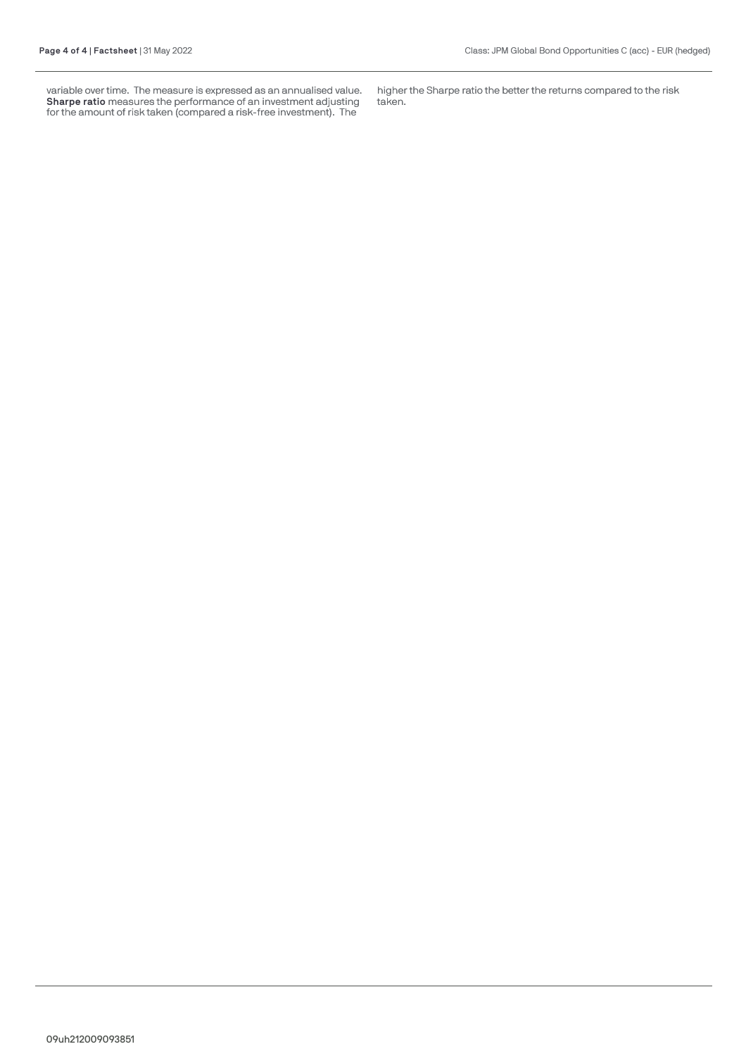variable over time. The measure is expressed as an annualised value. **Sharpe ratio** measures the performance of an investment adjusting for the amount of risk taken (compared a risk-free investment). The higher the Sharpe ratio the better the returns compared to the risk taken.

09uh212009093851